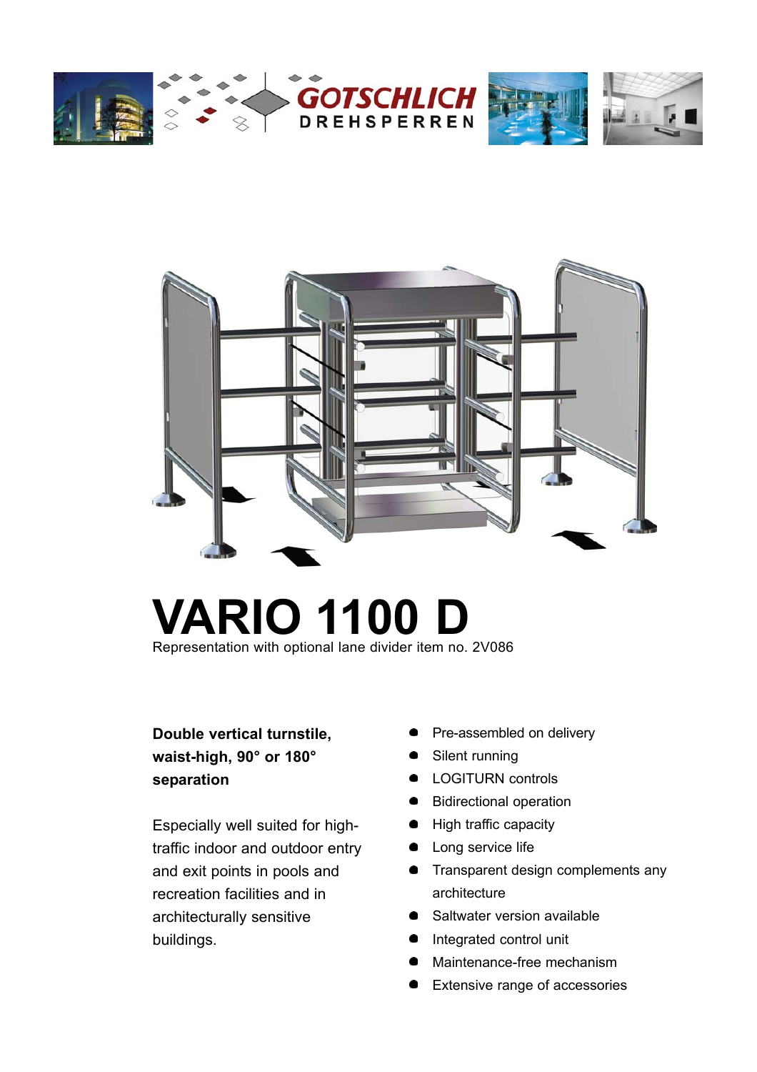GOTSCHLICH
DREHSPERREN

# VARIO 1100 D

Representation with optional lane divider item no. 2V086

**Double vertical turnstile, waist-high, 90° or 180° separation**

Especially well suited for high-traffic indoor and outdoor entry and exit points in pools and recreation facilities and in architecturally sensitive buildings.

- Pre-assembled on delivery
- Silent running
- LOGITURN controls
- Bidirectional operation
- High traffic capacity
- Long service life
- Transparent design complements any architecture
- Saltwater version available
- Integrated control unit
- Maintenance-free mechanism
- Extensive range of accessories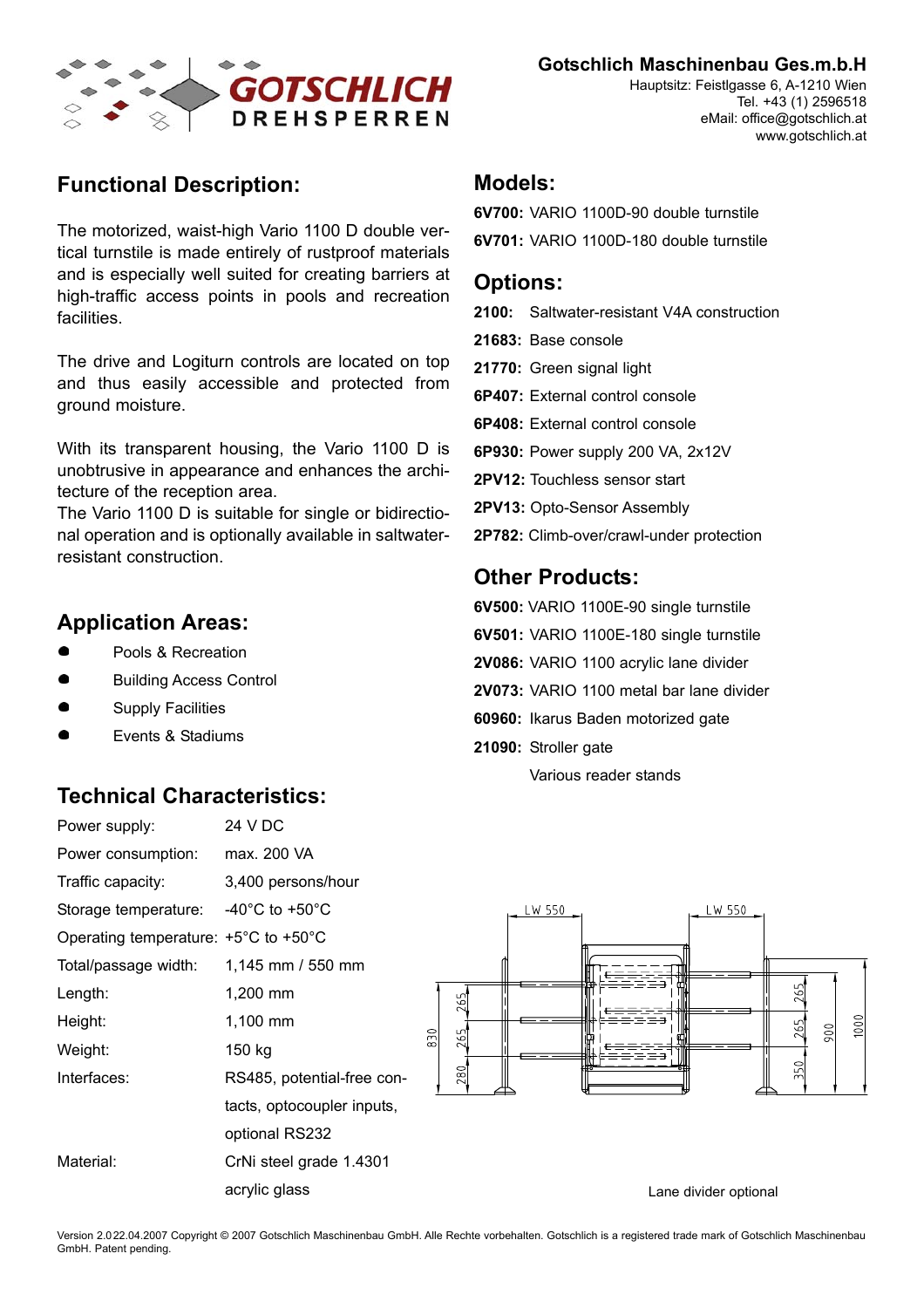**Gotschlich Maschinenbau Ges.m.b.H**
Hauptsitz: Feistlgasse 6, A-1210 Wien
Tel. +43 (1) 2596518
eMail: office@gotschlich.at
www.gotschlich.at

## Functional Description:

The motorized, waist-high Vario 1100 D double vertical turnstile is made entirely of rustproof materials and is especially well suited for creating barriers at high-traffic access points in pools and recreation facilities.

The drive and Logiturn controls are located on top and thus easily accessible and protected from ground moisture.

With its transparent housing, the Vario 1100 D is unobtrusive in appearance and enhances the architecture of the reception area.
The Vario 1100 D is suitable for single or bidirectional operation and is optionally available in saltwater-resistant construction.

## Application Areas:

- Pools & Recreation
- Building Access Control
- Supply Facilities
- Events & Stadiums

## Technical Characteristics:

| | |
|---|---|
| Power supply: | 24 V DC |
| Power consumption: | max. 200 VA |
| Traffic capacity: | 3,400 persons/hour |
| Storage temperature: | -40°C to +50°C |
| Operating temperature: | +5°C to +50°C |
| Total/passage width: | 1,145 mm / 550 mm |
| Length: | 1,200 mm |
| Height: | 1,100 mm |
| Weight: | 150 kg |
| Interfaces: | RS485, potential-free contacts, optocoupler inputs, optional RS232 |
| Material: | CrNi steel grade 1.4301 acrylic glass |

## Models:

**6V700:** VARIO 1100D-90 double turnstile
**6V701:** VARIO 1100D-180 double turnstile

## Options:

**2100:** Saltwater-resistant V4A construction
**21683:** Base console
**21770:** Green signal light
**6P407:** External control console
**6P408:** External control console
**6P930:** Power supply 200 VA, 2x12V
**2PV12:** Touchless sensor start
**2PV13:** Opto-Sensor Assembly
**2P782:** Climb-over/crawl-under protection

## Other Products:

**6V500:** VARIO 1100E-90 single turnstile
**6V501:** VARIO 1100E-180 single turnstile
**2V086:** VARIO 1100 acrylic lane divider
**2V073:** VARIO 1100 metal bar lane divider
**60960:** Ikarus Baden motorized gate
**21090:** Stroller gate
Various reader stands

LW 550
LW 550
265
265
280
830
265
265
350
900
1000

Lane divider optional

Version 2.0 22.04.2007 Copyright © 2007 Gotschlich Maschinenbau GmbH. Alle Rechte vorbehalten. Gotschlich is a registered trade mark of Gotschlich Maschinenbau GmbH. Patent pending.